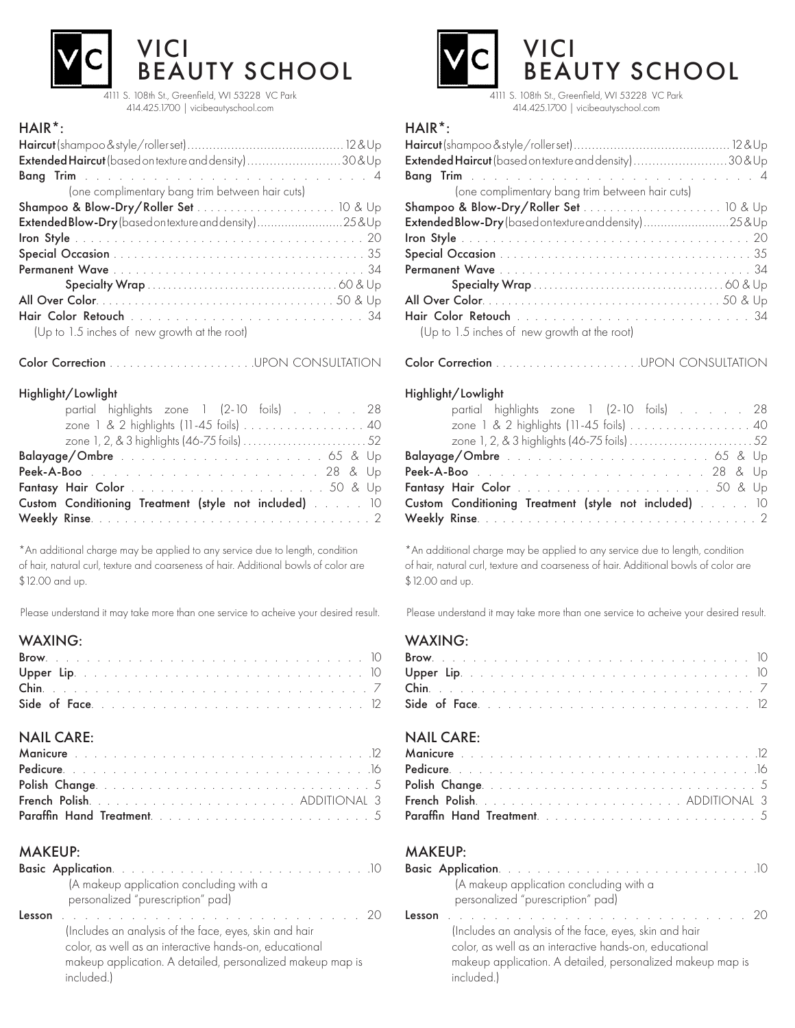# VICI BEAUTY SCHOOL

4111 S. 108th St., Greenfield, WI 53228 VC Park
414.425.1700 | vicibeautyschool.com

## HAIR*:

| Service | Price |
|---|---|
| **Haircut** (shampoo & style/roller set) | 12 & Up |
| **Extended Haircut** (based on texture and density) | 30 & Up |
| **Bang Trim** | 4 |
| (one complimentary bang trim between hair cuts) | |
| **Shampoo & Blow-Dry/Roller Set** | 10 & Up |
| **Extended Blow-Dry** (based on texture and density) | 25 & Up |
| **Iron Style** | 20 |
| **Special Occasion** | 35 |
| **Permanent Wave** | 34 |
| **Specialty Wrap** | 60 & Up |
| **All Over Color** | 50 & Up |
| **Hair Color Retouch** | 34 |
| (Up to 1.5 inches of new growth at the root) | |
| **Color Correction** | UPON CONSULTATION |

**Highlight/Lowlight**

| Service | Price |
|---|---|
| partial highlights zone 1 (2-10 foils) | 28 |
| zone 1 & 2 highlights (11-45 foils) | 40 |
| zone 1, 2, & 3 highlights (46-75 foils) | 52 |
| **Balayage/Ombre** | 65 & Up |
| **Peek-A-Boo** | 28 & Up |
| **Fantasy Hair Color** | 50 & Up |
| **Custom Conditioning Treatment (style not included)** | 10 |
| **Weekly Rinse** | 2 |

*An additional charge may be applied to any service due to length, condition of hair, natural curl, texture and coarseness of hair. Additional bowls of color are $12.00 and up.

Please understand it may take more than one service to acheive your desired result.

## WAXING:

| Service | Price |
|---|---|
| **Brow** | 10 |
| **Upper Lip** | 10 |
| **Chin** | 7 |
| **Side of Face** | 12 |

## NAIL CARE:

| Service | Price |
|---|---|
| **Manicure** | 12 |
| **Pedicure** | 16 |
| **Polish Change** | 5 |
| **French Polish** | ADDITIONAL 3 |
| **Paraffin Hand Treatment** | 5 |

## MAKEUP:

| Service | Price |
|---|---|
| **Basic Application** | 10 |
| (A makeup application concluding with a personalized "purescription" pad) | |
| **Lesson** | 20 |
| (Includes an analysis of the face, eyes, skin and hair color, as well as an interactive hands-on, educational makeup application. A detailed, personalized makeup map is included.) | |

# VICI BEAUTY SCHOOL

4111 S. 108th St., Greenfield, WI 53228 VC Park
414.425.1700 | vicibeautyschool.com

## HAIR*:

| Service | Price |
|---|---|
| **Haircut** (shampoo & style/roller set) | 12 & Up |
| **Extended Haircut** (based on texture and density) | 30 & Up |
| **Bang Trim** | 4 |
| (one complimentary bang trim between hair cuts) | |
| **Shampoo & Blow-Dry/Roller Set** | 10 & Up |
| **Extended Blow-Dry** (based on texture and density) | 25 & Up |
| **Iron Style** | 20 |
| **Special Occasion** | 35 |
| **Permanent Wave** | 34 |
| **Specialty Wrap** | 60 & Up |
| **All Over Color** | 50 & Up |
| **Hair Color Retouch** | 34 |
| (Up to 1.5 inches of new growth at the root) | |
| **Color Correction** | UPON CONSULTATION |

**Highlight/Lowlight**

| Service | Price |
|---|---|
| partial highlights zone 1 (2-10 foils) | 28 |
| zone 1 & 2 highlights (11-45 foils) | 40 |
| zone 1, 2, & 3 highlights (46-75 foils) | 52 |
| **Balayage/Ombre** | 65 & Up |
| **Peek-A-Boo** | 28 & Up |
| **Fantasy Hair Color** | 50 & Up |
| **Custom Conditioning Treatment (style not included)** | 10 |
| **Weekly Rinse** | 2 |

*An additional charge may be applied to any service due to length, condition of hair, natural curl, texture and coarseness of hair. Additional bowls of color are $12.00 and up.

Please understand it may take more than one service to acheive your desired result.

## WAXING:

| Service | Price |
|---|---|
| **Brow** | 10 |
| **Upper Lip** | 10 |
| **Chin** | 7 |
| **Side of Face** | 12 |

## NAIL CARE:

| Service | Price |
|---|---|
| **Manicure** | 12 |
| **Pedicure** | 16 |
| **Polish Change** | 5 |
| **French Polish** | ADDITIONAL 3 |
| **Paraffin Hand Treatment** | 5 |

## MAKEUP:

| Service | Price |
|---|---|
| **Basic Application** | 10 |
| (A makeup application concluding with a personalized "purescription" pad) | |
| **Lesson** | 20 |
| (Includes an analysis of the face, eyes, skin and hair color, as well as an interactive hands-on, educational makeup application. A detailed, personalized makeup map is included.) | |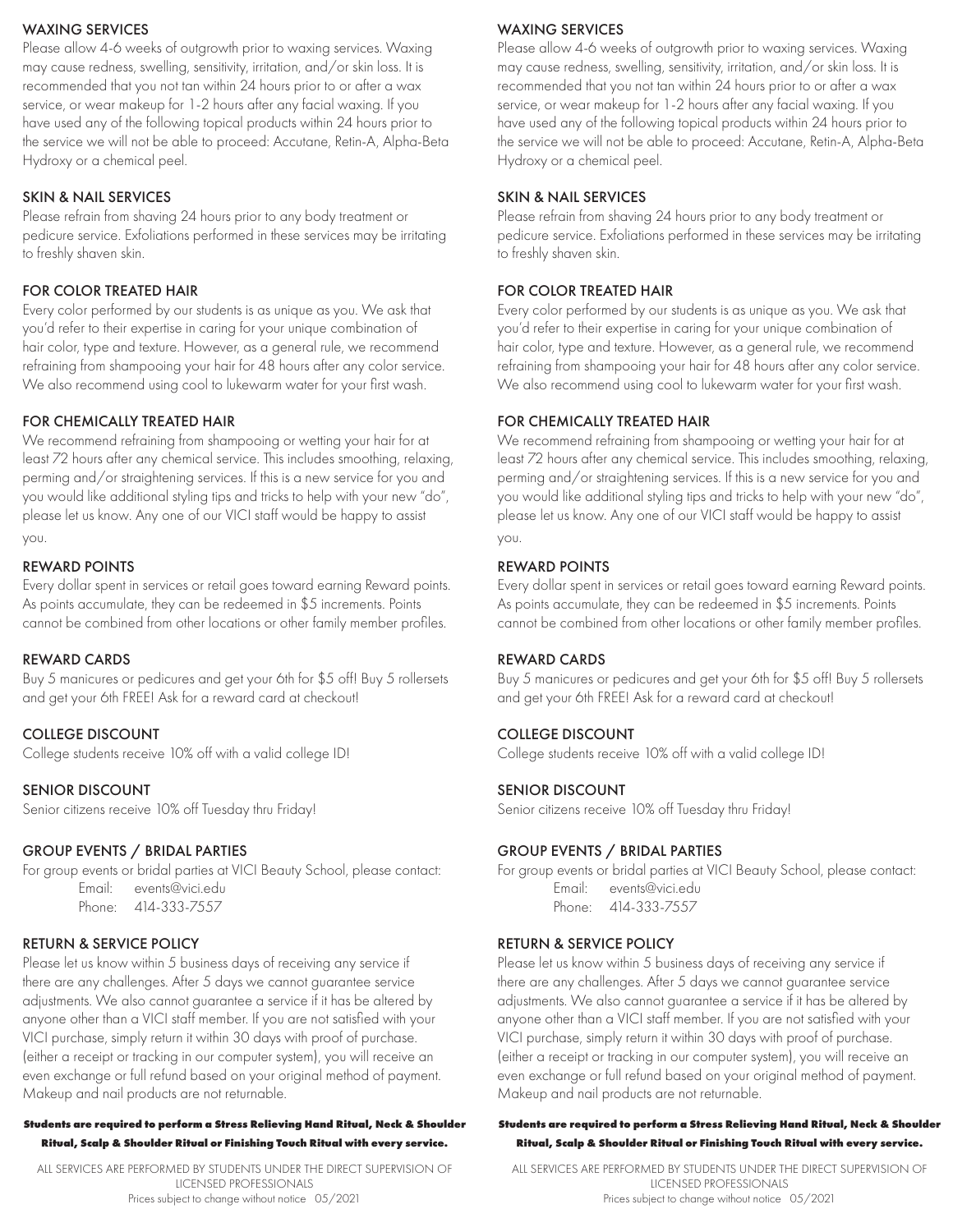## WAXING SERVICES

Please allow 4-6 weeks of outgrowth prior to waxing services. Waxing may cause redness, swelling, sensitivity, irritation, and/or skin loss. It is recommended that you not tan within 24 hours prior to or after a wax service, or wear makeup for 1-2 hours after any facial waxing. If you have used any of the following topical products within 24 hours prior to the service we will not be able to proceed: Accutane, Retin-A, Alpha-Beta Hydroxy or a chemical peel.

## SKIN & NAIL SERVICES

Please refrain from shaving 24 hours prior to any body treatment or pedicure service. Exfoliations performed in these services may be irritating to freshly shaven skin.

## FOR COLOR TREATED HAIR

Every color performed by our students is as unique as you. We ask that you'd refer to their expertise in caring for your unique combination of hair color, type and texture. However, as a general rule, we recommend refraining from shampooing your hair for 48 hours after any color service. We also recommend using cool to lukewarm water for your first wash.

## FOR CHEMICALLY TREATED HAIR

We recommend refraining from shampooing or wetting your hair for at least 72 hours after any chemical service. This includes smoothing, relaxing, perming and/or straightening services. If this is a new service for you and you would like additional styling tips and tricks to help with your new "do", please let us know. Any one of our VICI staff would be happy to assist you.

## REWARD POINTS

Every dollar spent in services or retail goes toward earning Reward points. As points accumulate, they can be redeemed in $5 increments. Points cannot be combined from other locations or other family member profiles.

## REWARD CARDS

Buy 5 manicures or pedicures and get your 6th for $5 off! Buy 5 rollersets and get your 6th FREE! Ask for a reward card at checkout!

## COLLEGE DISCOUNT

College students receive 10% off with a valid college ID!

## SENIOR DISCOUNT

Senior citizens receive 10% off Tuesday thru Friday!

## GROUP EVENTS / BRIDAL PARTIES

For group events or bridal parties at VICI Beauty School, please contact:

Email: events@vici.edu
Phone: 414-333-7557

## RETURN & SERVICE POLICY

Please let us know within 5 business days of receiving any service if there are any challenges. After 5 days we cannot guarantee service adjustments. We also cannot guarantee a service if it has be altered by anyone other than a VICI staff member. If you are not satisfied with your VICI purchase, simply return it within 30 days with proof of purchase. (either a receipt or tracking in our computer system), you will receive an even exchange or full refund based on your original method of payment. Makeup and nail products are not returnable.

**Students are required to perform a Stress Relieving Hand Ritual, Neck & Shoulder Ritual, Scalp & Shoulder Ritual or Finishing Touch Ritual with every service.**

ALL SERVICES ARE PERFORMED BY STUDENTS UNDER THE DIRECT SUPERVISION OF LICENSED PROFESSIONALS
Prices subject to change without notice 05/2021

## WAXING SERVICES

Please allow 4-6 weeks of outgrowth prior to waxing services. Waxing may cause redness, swelling, sensitivity, irritation, and/or skin loss. It is recommended that you not tan within 24 hours prior to or after a wax service, or wear makeup for 1-2 hours after any facial waxing. If you have used any of the following topical products within 24 hours prior to the service we will not be able to proceed: Accutane, Retin-A, Alpha-Beta Hydroxy or a chemical peel.

## SKIN & NAIL SERVICES

Please refrain from shaving 24 hours prior to any body treatment or pedicure service. Exfoliations performed in these services may be irritating to freshly shaven skin.

## FOR COLOR TREATED HAIR

Every color performed by our students is as unique as you. We ask that you'd refer to their expertise in caring for your unique combination of hair color, type and texture. However, as a general rule, we recommend refraining from shampooing your hair for 48 hours after any color service. We also recommend using cool to lukewarm water for your first wash.

## FOR CHEMICALLY TREATED HAIR

We recommend refraining from shampooing or wetting your hair for at least 72 hours after any chemical service. This includes smoothing, relaxing, perming and/or straightening services. If this is a new service for you and you would like additional styling tips and tricks to help with your new "do", please let us know. Any one of our VICI staff would be happy to assist you.

## REWARD POINTS

Every dollar spent in services or retail goes toward earning Reward points. As points accumulate, they can be redeemed in $5 increments. Points cannot be combined from other locations or other family member profiles.

## REWARD CARDS

Buy 5 manicures or pedicures and get your 6th for $5 off! Buy 5 rollersets and get your 6th FREE! Ask for a reward card at checkout!

## COLLEGE DISCOUNT

College students receive 10% off with a valid college ID!

## SENIOR DISCOUNT

Senior citizens receive 10% off Tuesday thru Friday!

## GROUP EVENTS / BRIDAL PARTIES

For group events or bridal parties at VICI Beauty School, please contact:

Email: events@vici.edu
Phone: 414-333-7557

## RETURN & SERVICE POLICY

Please let us know within 5 business days of receiving any service if there are any challenges. After 5 days we cannot guarantee service adjustments. We also cannot guarantee a service if it has be altered by anyone other than a VICI staff member. If you are not satisfied with your VICI purchase, simply return it within 30 days with proof of purchase. (either a receipt or tracking in our computer system), you will receive an even exchange or full refund based on your original method of payment. Makeup and nail products are not returnable.

**Students are required to perform a Stress Relieving Hand Ritual, Neck & Shoulder Ritual, Scalp & Shoulder Ritual or Finishing Touch Ritual with every service.**

ALL SERVICES ARE PERFORMED BY STUDENTS UNDER THE DIRECT SUPERVISION OF LICENSED PROFESSIONALS
Prices subject to change without notice 05/2021